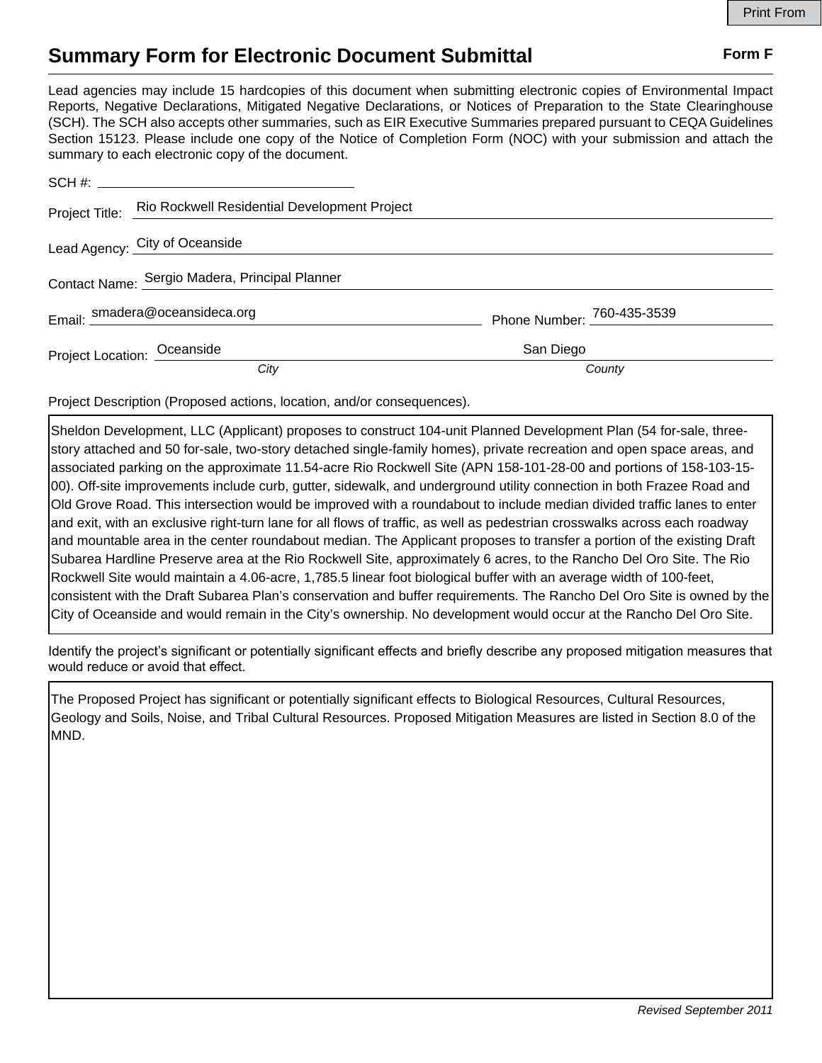# Summary Form for Electronic Document Submittal

**Form F**

Lead agencies may include 15 hardcopies of this document when submitting electronic copies of Environmental Impact Reports, Negative Declarations, Mitigated Negative Declarations, or Notices of Preparation to the State Clearinghouse (SCH). The SCH also accepts other summaries, such as EIR Executive Summaries prepared pursuant to CEQA Guidelines Section 15123. Please include one copy of the Notice of Completion Form (NOC) with your submission and attach the summary to each electronic copy of the document.

SCH #: \_\_\_\_\_\_\_\_\_\_\_\_\_\_\_\_\_\_\_\_

Project Title: Rio Rockwell Residential Development Project

Lead Agency: City of Oceanside

Contact Name: Sergio Madera, Principal Planner

Email: smadera@oceansideca.org    Phone Number: 760-435-3539

Project Location: Oceanside (*City*)    San Diego (*County*)

Project Description (Proposed actions, location, and/or consequences).

Sheldon Development, LLC (Applicant) proposes to construct 104-unit Planned Development Plan (54 for-sale, three-story attached and 50 for-sale, two-story detached single-family homes), private recreation and open space areas, and associated parking on the approximate 11.54-acre Rio Rockwell Site (APN 158-101-28-00 and portions of 158-103-15-00). Off-site improvements include curb, gutter, sidewalk, and underground utility connection in both Frazee Road and Old Grove Road. This intersection would be improved with a roundabout to include median divided traffic lanes to enter and exit, with an exclusive right-turn lane for all flows of traffic, as well as pedestrian crosswalks across each roadway and mountable area in the center roundabout median. The Applicant proposes to transfer a portion of the existing Draft Subarea Hardline Preserve area at the Rio Rockwell Site, approximately 6 acres, to the Rancho Del Oro Site. The Rio Rockwell Site would maintain a 4.06-acre, 1,785.5 linear foot biological buffer with an average width of 100-feet, consistent with the Draft Subarea Plan's conservation and buffer requirements. The Rancho Del Oro Site is owned by the City of Oceanside and would remain in the City's ownership. No development would occur at the Rancho Del Oro Site.

Identify the project's significant or potentially significant effects and briefly describe any proposed mitigation measures that would reduce or avoid that effect.

The Proposed Project has significant or potentially significant effects to Biological Resources, Cultural Resources, Geology and Soils, Noise, and Tribal Cultural Resources. Proposed Mitigation Measures are listed in Section 8.0 of the MND.

*Revised September 2011*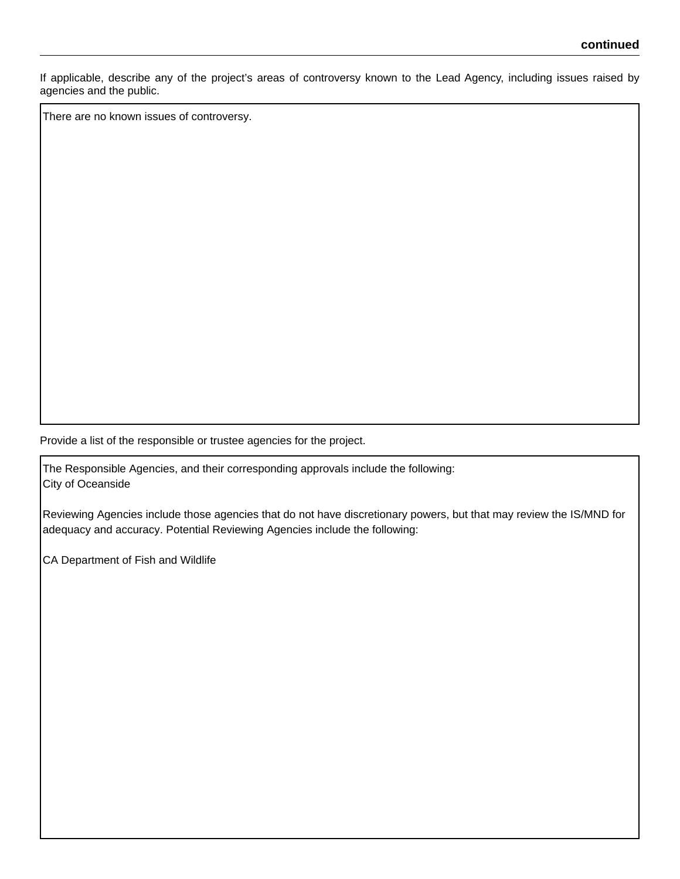If applicable, describe any of the project's areas of controversy known to the Lead Agency, including issues raised by agencies and the public.

There are no known issues of controversy.

Provide a list of the responsible or trustee agencies for the project.

The Responsible Agencies, and their corresponding approvals include the following:
City of Oceanside

Reviewing Agencies include those agencies that do not have discretionary powers, but that may review the IS/MND for adequacy and accuracy. Potential Reviewing Agencies include the following:

CA Department of Fish and Wildlife